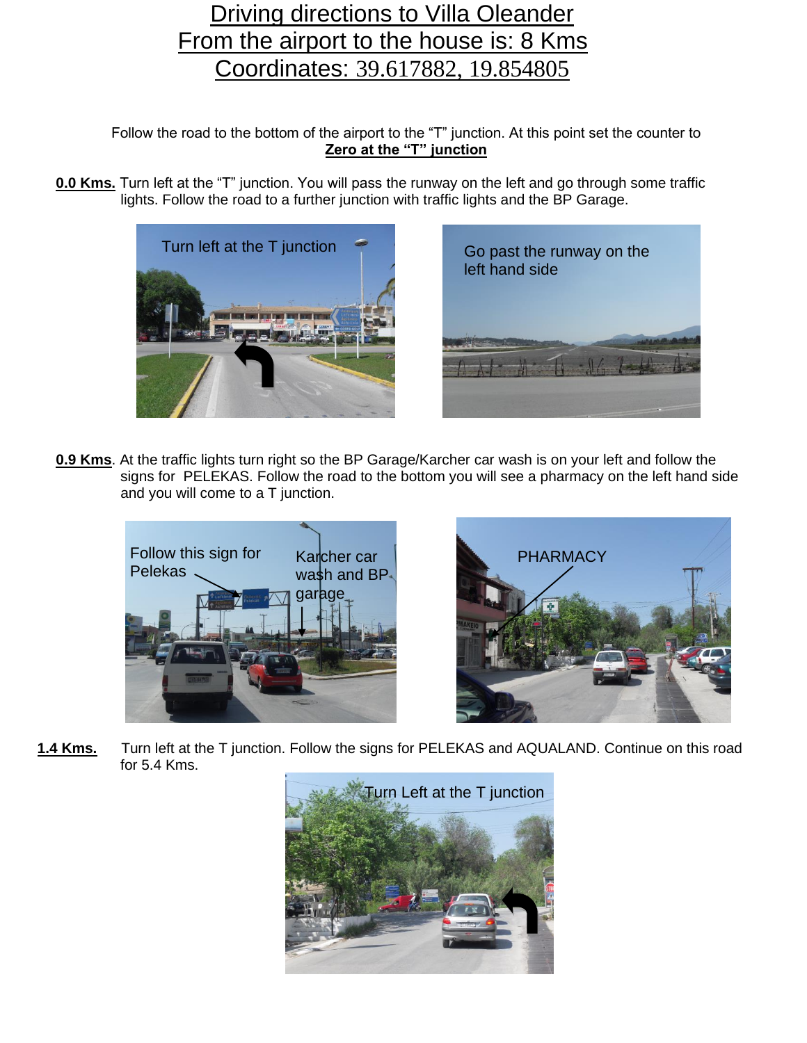# Driving directions to Villa Oleander
# From the airport to the house is: 8 Kms
# Coordinates: 39.617882, 19.854805

Follow the road to the bottom of the airport to the "T" junction. At this point set the counter to **Zero at the "T" junction**

**0.0 Kms.** Turn left at the "T" junction. You will pass the runway on the left and go through some traffic lights. Follow the road to a further junction with traffic lights and the BP Garage.

Turn left at the T junction

Go past the runway on the left hand side

**0.9 Kms**. At the traffic lights turn right so the BP Garage/Karcher car wash is on your left and follow the signs for PELEKAS. Follow the road to the bottom you will see a pharmacy on the left hand side and you will come to a T junction.

Follow this sign for Pelekas

Karcher car wash and BP garage

PHARMACY

**1.4 Kms.** Turn left at the T junction. Follow the signs for PELEKAS and AQUALAND. Continue on this road for 5.4 Kms.

Turn Left at the T junction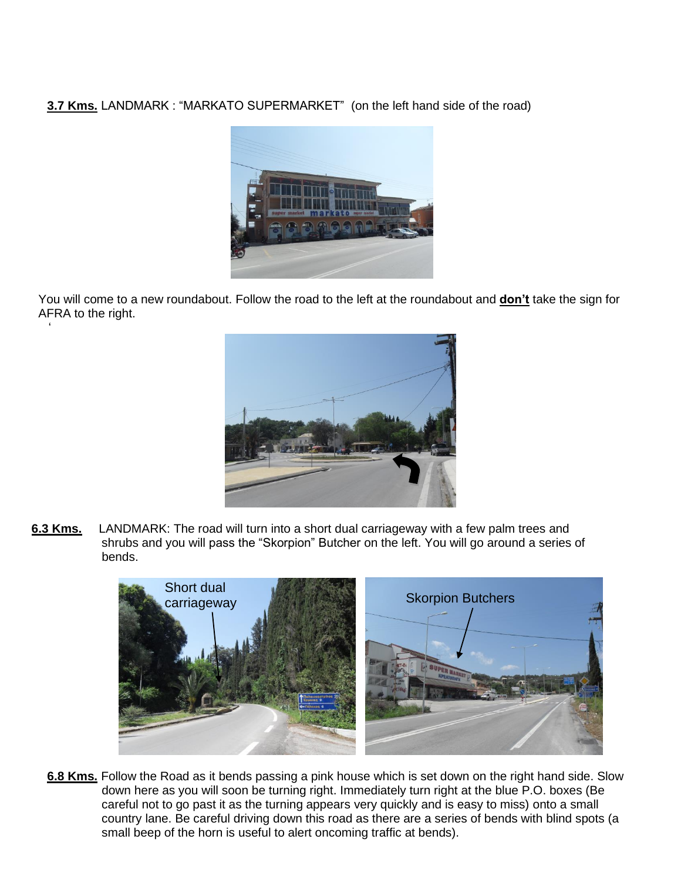**3.7 Kms.** LANDMARK : "MARKATO SUPERMARKET" (on the left hand side of the road)

You will come to a new roundabout. Follow the road to the left at the roundabout and **don't** take the sign for AFRA to the right.

**6.3 Kms.** LANDMARK: The road will turn into a short dual carriageway with a few palm trees and shrubs and you will pass the "Skorpion" Butcher on the left. You will go around a series of bends.

Short dual carriageway

Skorpion Butchers

**6.8 Kms.** Follow the Road as it bends passing a pink house which is set down on the right hand side. Slow down here as you will soon be turning right. Immediately turn right at the blue P.O. boxes (Be careful not to go past it as the turning appears very quickly and is easy to miss) onto a small country lane. Be careful driving down this road as there are a series of bends with blind spots (a small beep of the horn is useful to alert oncoming traffic at bends).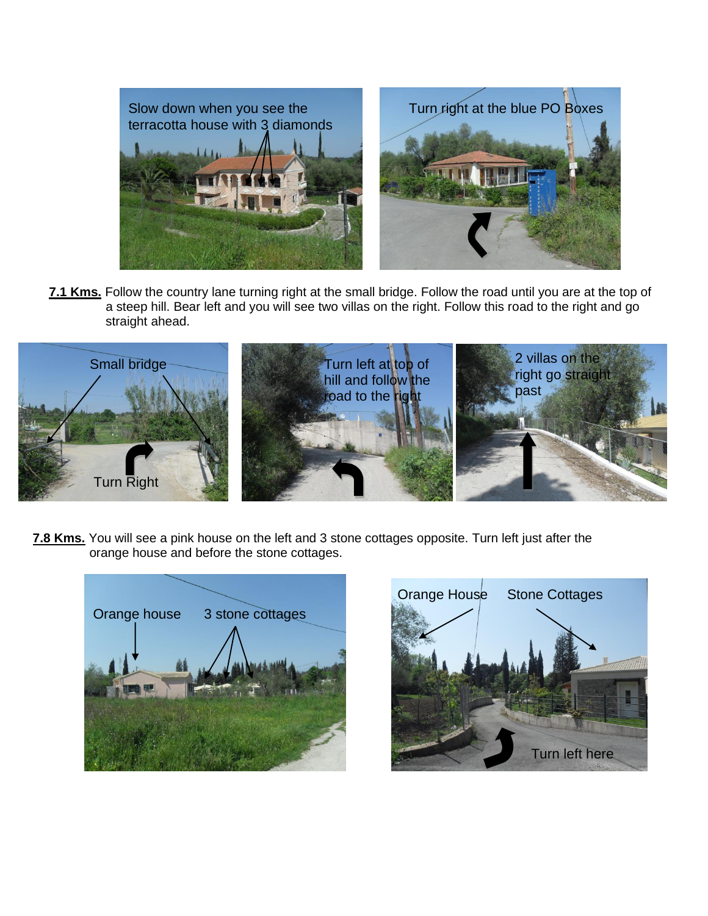Slow down when you see the terracotta house with 3 diamonds

Turn right at the blue PO Boxes

**7.1 Kms.** Follow the country lane turning right at the small bridge. Follow the road until you are at the top of a steep hill. Bear left and you will see two villas on the right. Follow this road to the right and go straight ahead.

Small bridge

Turn Right

Turn left at top of hill and follow the road to the right

2 villas on the right go straight past

**7.8 Kms.** You will see a pink house on the left and 3 stone cottages opposite. Turn left just after the orange house and before the stone cottages.

Orange house

3 stone cottages

Orange House

Stone Cottages

Turn left here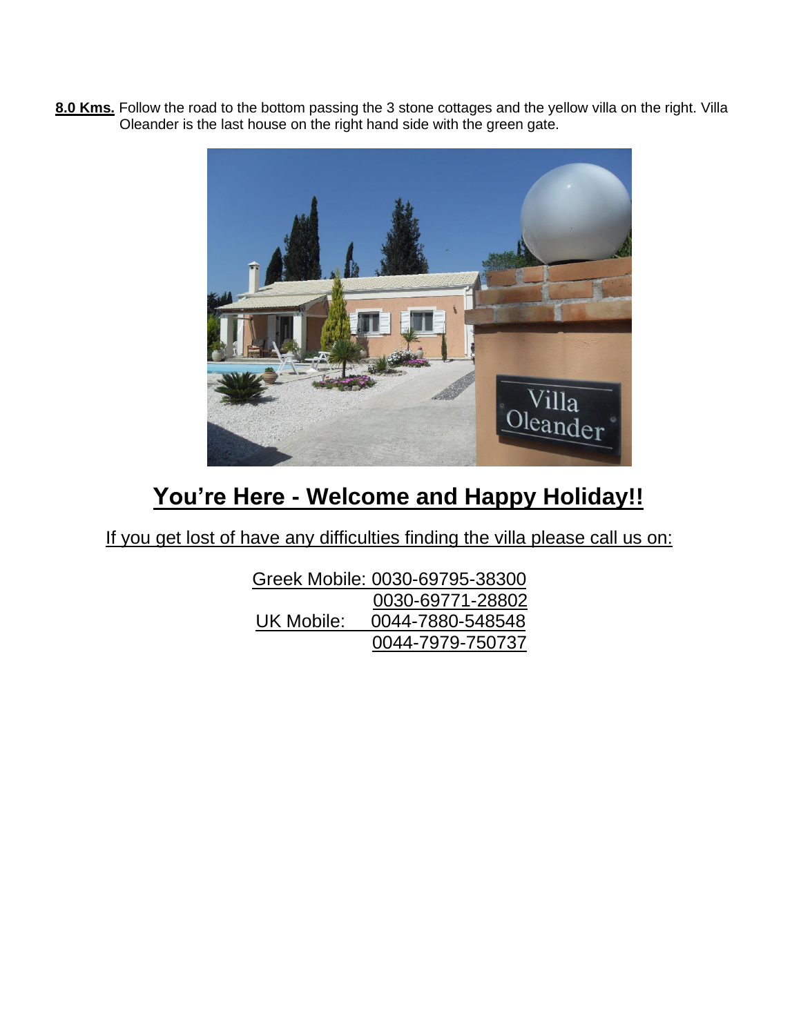**8.0 Kms.** Follow the road to the bottom passing the 3 stone cottages and the yellow villa on the right. Villa Oleander is the last house on the right hand side with the green gate.

# You're Here - Welcome and Happy Holiday!!

If you get lost of have any difficulties finding the villa please call us on:

| | |
|---|---|
| Greek Mobile: | 0030-69795-38300 |
| | 0030-69771-28802 |
| UK Mobile: | 0044-7880-548548 |
| | 0044-7979-750737 |